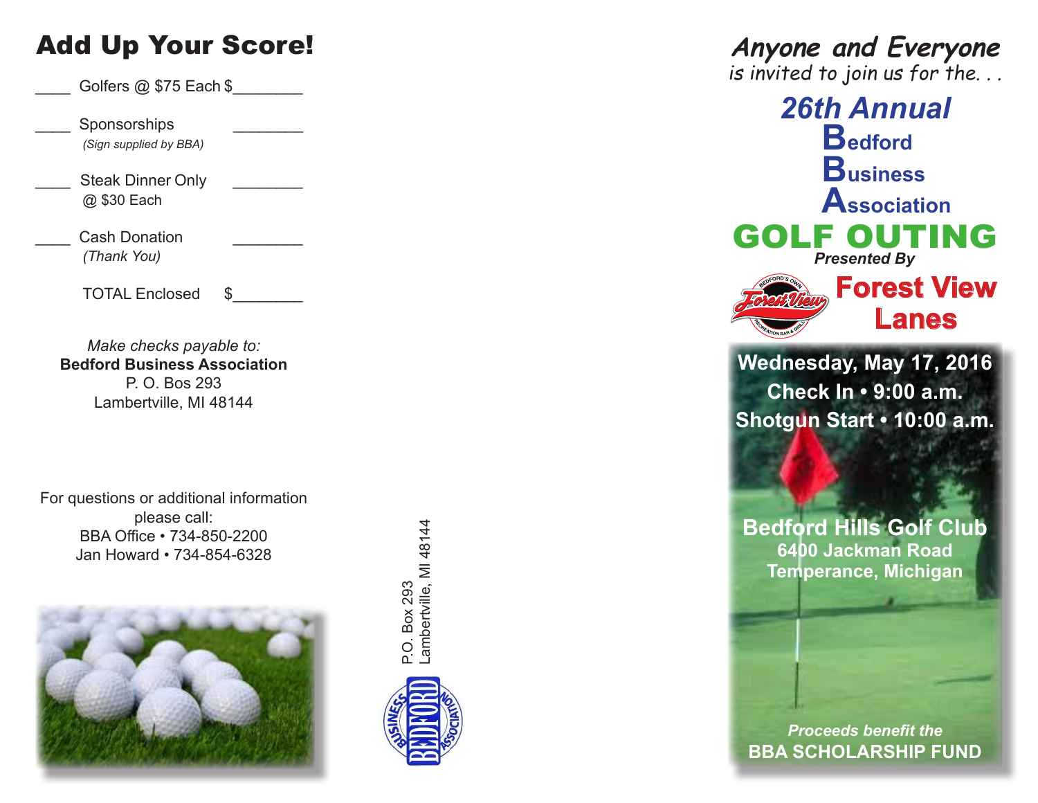## Add Up Your Score!

____ Golfers @ $75 Each $________

____ Sponsorships ________
*(Sign supplied by BBA)*

____ Steak Dinner Only ________
@ $30 Each

____ Cash Donation ________
*(Thank You)*

TOTAL Enclosed $________

*Make checks payable to:*
**Bedford Business Association**
P. O. Bos 293
Lambertville, MI 48144

For questions or additional information please call:
BBA Office • 734-850-2200
Jan Howard • 734-854-6328

P.O. Box 293
Lambertville, MI 48144

BUSINESS BEDFORD ASSOCIATION

*Anyone and Everyone*
*is invited to join us for the. . .*

# 26th Annual Bedford Business Association GOLF OUTING

***Presented By***

**Forest View Lanes**

BEDFORD'S OWN Forest View RECREATION BAR & GRILL

**Wednesday, May 17, 2016**
**Check In • 9:00 a.m.**
**Shotgun Start • 10:00 a.m.**

**Bedford Hills Golf Club**
**6400 Jackman Road**
**Temperance, Michigan**

***Proceeds benefit the***
**BBA SCHOLARSHIP FUND**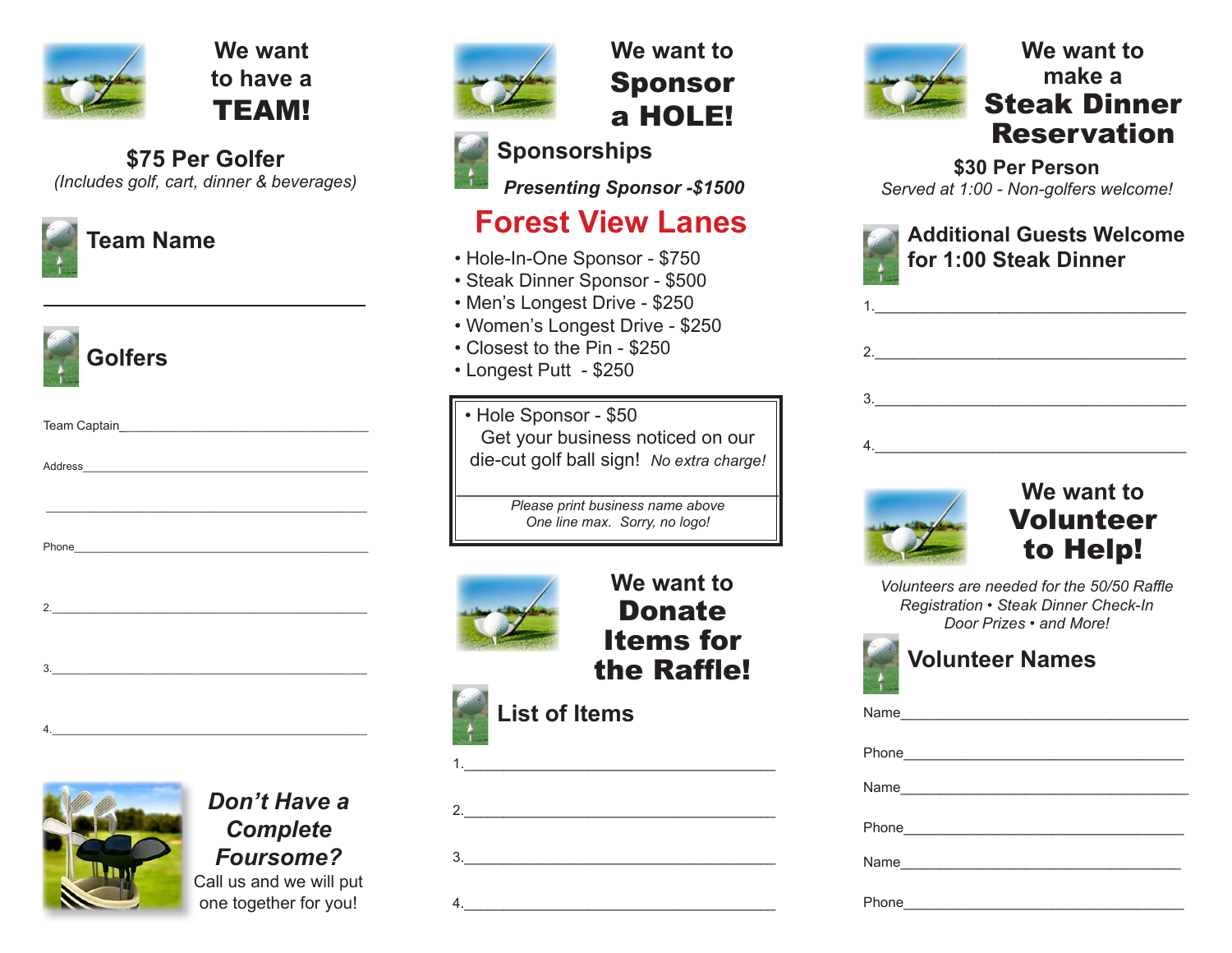## We want to have a TEAM!

**$75 Per Golfer**

*(Includes golf, cart, dinner & beverages)*

### Team Name

\_\_\_\_\_\_\_\_\_\_\_\_\_\_\_\_\_\_\_\_\_\_\_\_\_\_\_\_\_\_\_\_\_\_\_\_\_\_\_\_

### Golfers

Team Captain\_\_\_\_\_\_\_\_\_\_\_\_\_\_\_\_\_\_\_\_\_\_\_\_\_\_\_\_\_\_\_\_\_\_\_\_

Address\_\_\_\_\_\_\_\_\_\_\_\_\_\_\_\_\_\_\_\_\_\_\_\_\_\_\_\_\_\_\_\_\_\_\_\_\_\_\_\_

\_\_\_\_\_\_\_\_\_\_\_\_\_\_\_\_\_\_\_\_\_\_\_\_\_\_\_\_\_\_\_\_\_\_\_\_\_\_\_\_\_\_\_\_\_\_

Phone\_\_\_\_\_\_\_\_\_\_\_\_\_\_\_\_\_\_\_\_\_\_\_\_\_\_\_\_\_\_\_\_\_\_\_\_\_\_\_\_\_

2.\_\_\_\_\_\_\_\_\_\_\_\_\_\_\_\_\_\_\_\_\_\_\_\_\_\_\_\_\_\_\_\_\_\_\_\_\_\_\_\_\_\_\_\_

3.\_\_\_\_\_\_\_\_\_\_\_\_\_\_\_\_\_\_\_\_\_\_\_\_\_\_\_\_\_\_\_\_\_\_\_\_\_\_\_\_\_\_\_\_

4.\_\_\_\_\_\_\_\_\_\_\_\_\_\_\_\_\_\_\_\_\_\_\_\_\_\_\_\_\_\_\_\_\_\_\_\_\_\_\_\_\_\_\_\_

### *Don't Have a Complete Foursome?*

Call us and we will put one together for you!

## We want to Sponsor a HOLE!

### Sponsorships

***Presenting Sponsor -$1500***

**Forest View Lanes**

- Hole-In-One Sponsor - $750
- Steak Dinner Sponsor - $500
- Men's Longest Drive - $250
- Women's Longest Drive - $250
- Closest to the Pin - $250
- Longest Putt - $250

- Hole Sponsor - $50
  Get your business noticed on our die-cut golf ball sign! *No extra charge!*

\_\_\_\_\_\_\_\_\_\_\_\_\_\_\_\_\_\_\_\_\_\_\_\_\_\_\_\_\_\_\_\_\_\_\_\_\_\_\_\_\_\_\_\_

*Please print business name above*
*One line max. Sorry, no logo!*

## We want to Donate Items for the Raffle!

### List of Items

1.\_\_\_\_\_\_\_\_\_\_\_\_\_\_\_\_\_\_\_\_\_\_\_\_\_\_\_\_\_\_\_\_\_\_\_\_\_\_\_\_\_\_\_\_

2.\_\_\_\_\_\_\_\_\_\_\_\_\_\_\_\_\_\_\_\_\_\_\_\_\_\_\_\_\_\_\_\_\_\_\_\_\_\_\_\_\_\_\_\_

3.\_\_\_\_\_\_\_\_\_\_\_\_\_\_\_\_\_\_\_\_\_\_\_\_\_\_\_\_\_\_\_\_\_\_\_\_\_\_\_\_\_\_\_\_

4.\_\_\_\_\_\_\_\_\_\_\_\_\_\_\_\_\_\_\_\_\_\_\_\_\_\_\_\_\_\_\_\_\_\_\_\_\_\_\_\_\_\_\_\_

## We want to make a Steak Dinner Reservation

**$30 Per Person**

*Served at 1:00 - Non-golfers welcome!*

### Additional Guests Welcome for 1:00 Steak Dinner

1.\_\_\_\_\_\_\_\_\_\_\_\_\_\_\_\_\_\_\_\_\_\_\_\_\_\_\_\_\_\_\_\_\_\_\_\_\_\_\_\_\_\_\_\_

2.\_\_\_\_\_\_\_\_\_\_\_\_\_\_\_\_\_\_\_\_\_\_\_\_\_\_\_\_\_\_\_\_\_\_\_\_\_\_\_\_\_\_\_\_

3.\_\_\_\_\_\_\_\_\_\_\_\_\_\_\_\_\_\_\_\_\_\_\_\_\_\_\_\_\_\_\_\_\_\_\_\_\_\_\_\_\_\_\_\_

4.\_\_\_\_\_\_\_\_\_\_\_\_\_\_\_\_\_\_\_\_\_\_\_\_\_\_\_\_\_\_\_\_\_\_\_\_\_\_\_\_\_\_\_\_

## We want to Volunteer to Help!

*Volunteers are needed for the 50/50 Raffle Registration • Steak Dinner Check-In Door Prizes • and More!*

### Volunteer Names

Name\_\_\_\_\_\_\_\_\_\_\_\_\_\_\_\_\_\_\_\_\_\_\_\_\_\_\_\_\_\_\_\_\_\_\_\_\_\_\_\_

Phone\_\_\_\_\_\_\_\_\_\_\_\_\_\_\_\_\_\_\_\_\_\_\_\_\_\_\_\_\_\_\_\_\_\_\_\_\_\_\_

Name\_\_\_\_\_\_\_\_\_\_\_\_\_\_\_\_\_\_\_\_\_\_\_\_\_\_\_\_\_\_\_\_\_\_\_\_\_\_\_\_

Phone\_\_\_\_\_\_\_\_\_\_\_\_\_\_\_\_\_\_\_\_\_\_\_\_\_\_\_\_\_\_\_\_\_\_\_\_\_\_\_

Name\_\_\_\_\_\_\_\_\_\_\_\_\_\_\_\_\_\_\_\_\_\_\_\_\_\_\_\_\_\_\_\_\_\_\_\_\_\_\_\_

Phone\_\_\_\_\_\_\_\_\_\_\_\_\_\_\_\_\_\_\_\_\_\_\_\_\_\_\_\_\_\_\_\_\_\_\_\_\_\_\_